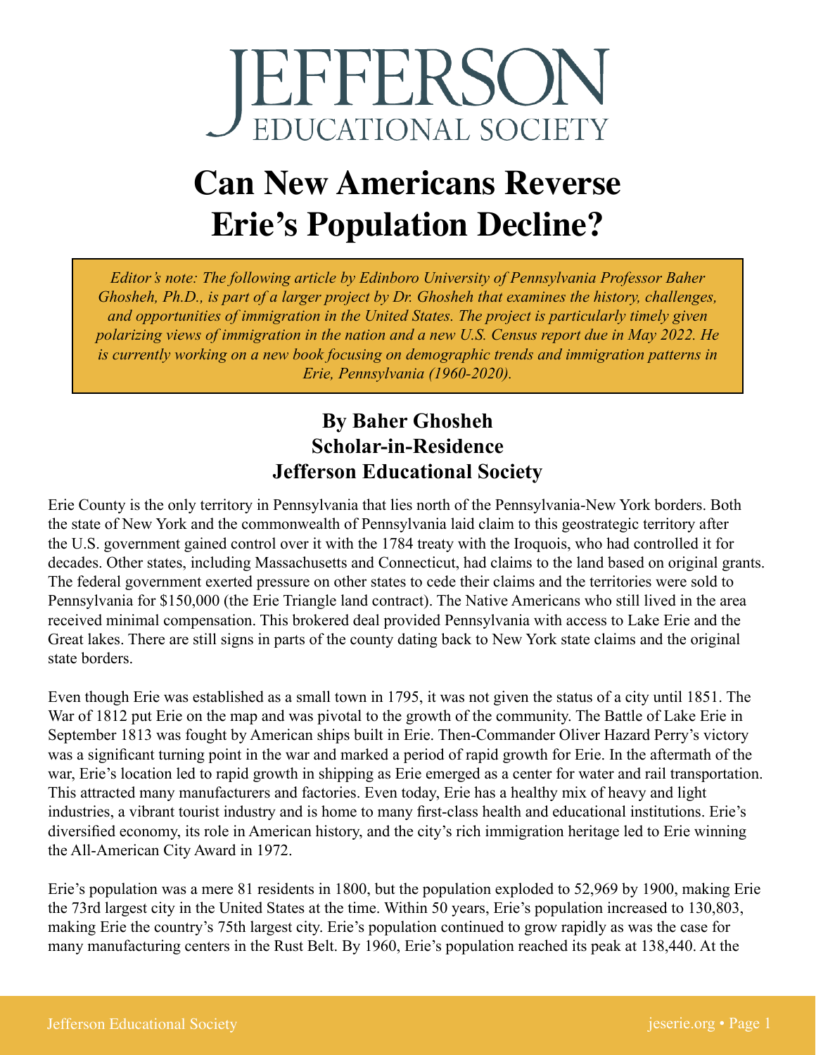# JEFFERSON EDUCATIONAL SOCIETY

# Can New Americans Reverse Erie's Population Decline?

*Editor's note: The following article by Edinboro University of Pennsylvania Professor Baher Ghosheh, Ph.D., is part of a larger project by Dr. Ghosheh that examines the history, challenges, and opportunities of immigration in the United States. The project is particularly timely given polarizing views of immigration in the nation and a new U.S. Census report due in May 2022. He is currently working on a new book focusing on demographic trends and immigration patterns in Erie, Pennsylvania (1960-2020).*

## By Baher Ghosheh
## Scholar-in-Residence
## Jefferson Educational Society

Erie County is the only territory in Pennsylvania that lies north of the Pennsylvania-New York borders. Both the state of New York and the commonwealth of Pennsylvania laid claim to this geostrategic territory after the U.S. government gained control over it with the 1784 treaty with the Iroquois, who had controlled it for decades. Other states, including Massachusetts and Connecticut, had claims to the land based on original grants. The federal government exerted pressure on other states to cede their claims and the territories were sold to Pennsylvania for $150,000 (the Erie Triangle land contract). The Native Americans who still lived in the area received minimal compensation. This brokered deal provided Pennsylvania with access to Lake Erie and the Great lakes. There are still signs in parts of the county dating back to New York state claims and the original state borders.

Even though Erie was established as a small town in 1795, it was not given the status of a city until 1851. The War of 1812 put Erie on the map and was pivotal to the growth of the community. The Battle of Lake Erie in September 1813 was fought by American ships built in Erie. Then-Commander Oliver Hazard Perry's victory was a significant turning point in the war and marked a period of rapid growth for Erie. In the aftermath of the war, Erie's location led to rapid growth in shipping as Erie emerged as a center for water and rail transportation. This attracted many manufacturers and factories. Even today, Erie has a healthy mix of heavy and light industries, a vibrant tourist industry and is home to many first-class health and educational institutions. Erie's diversified economy, its role in American history, and the city's rich immigration heritage led to Erie winning the All-American City Award in 1972.

Erie's population was a mere 81 residents in 1800, but the population exploded to 52,969 by 1900, making Erie the 73rd largest city in the United States at the time. Within 50 years, Erie's population increased to 130,803, making Erie the country's 75th largest city. Erie's population continued to grow rapidly as was the case for many manufacturing centers in the Rust Belt. By 1960, Erie's population reached its peak at 138,440. At the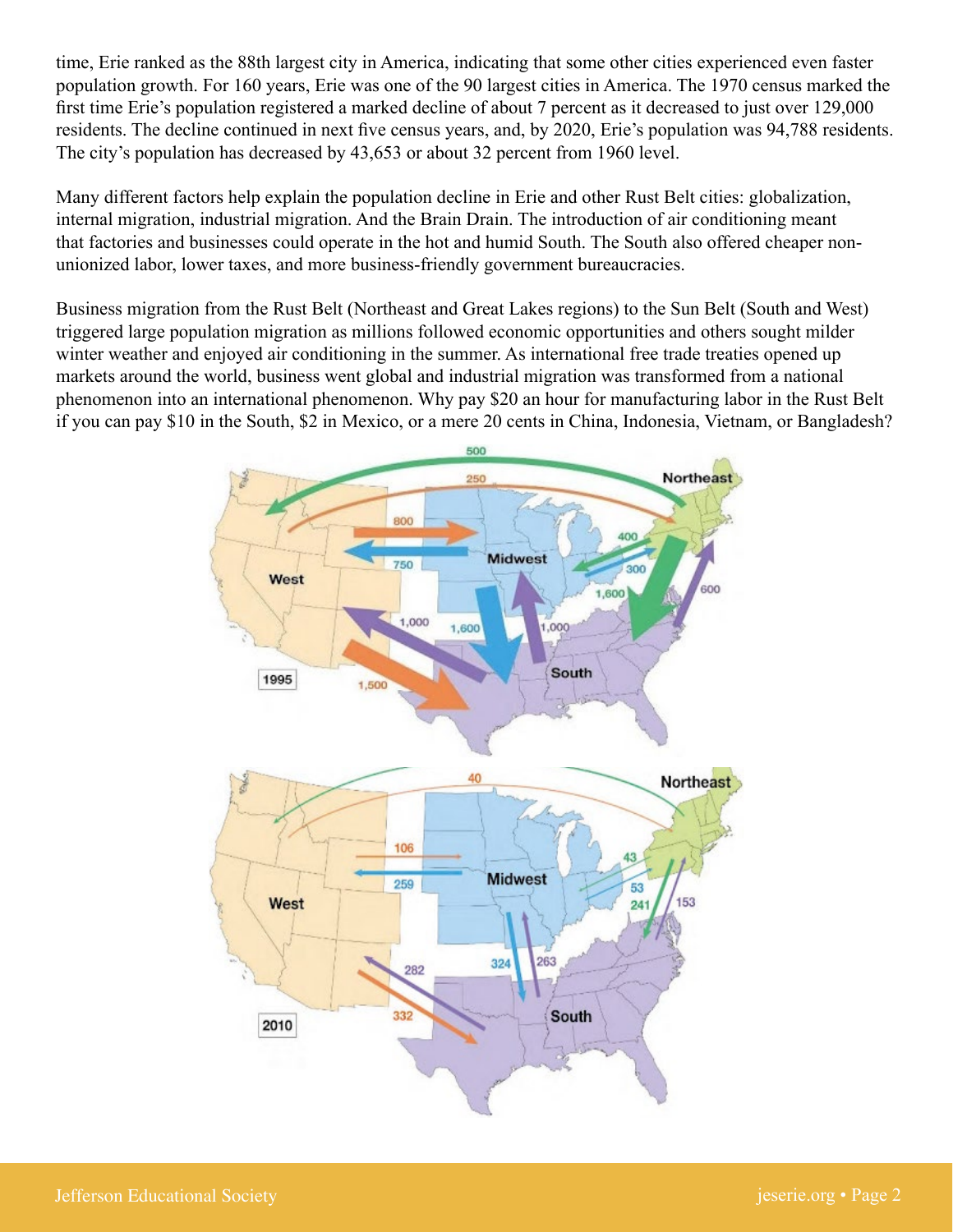time, Erie ranked as the 88th largest city in America, indicating that some other cities experienced even faster population growth. For 160 years, Erie was one of the 90 largest cities in America. The 1970 census marked the first time Erie's population registered a marked decline of about 7 percent as it decreased to just over 129,000 residents. The decline continued in next five census years, and, by 2020, Erie's population was 94,788 residents. The city's population has decreased by 43,653 or about 32 percent from 1960 level.

Many different factors help explain the population decline in Erie and other Rust Belt cities: globalization, internal migration, industrial migration. And the Brain Drain. The introduction of air conditioning meant that factories and businesses could operate in the hot and humid South. The South also offered cheaper non-unionized labor, lower taxes, and more business-friendly government bureaucracies.

Business migration from the Rust Belt (Northeast and Great Lakes regions) to the Sun Belt (South and West) triggered large population migration as millions followed economic opportunities and others sought milder winter weather and enjoyed air conditioning in the summer. As international free trade treaties opened up markets around the world, business went global and industrial migration was transformed from a national phenomenon into an international phenomenon. Why pay $20 an hour for manufacturing labor in the Rust Belt if you can pay $10 in the South, $2 in Mexico, or a mere 20 cents in China, Indonesia, Vietnam, or Bangladesh?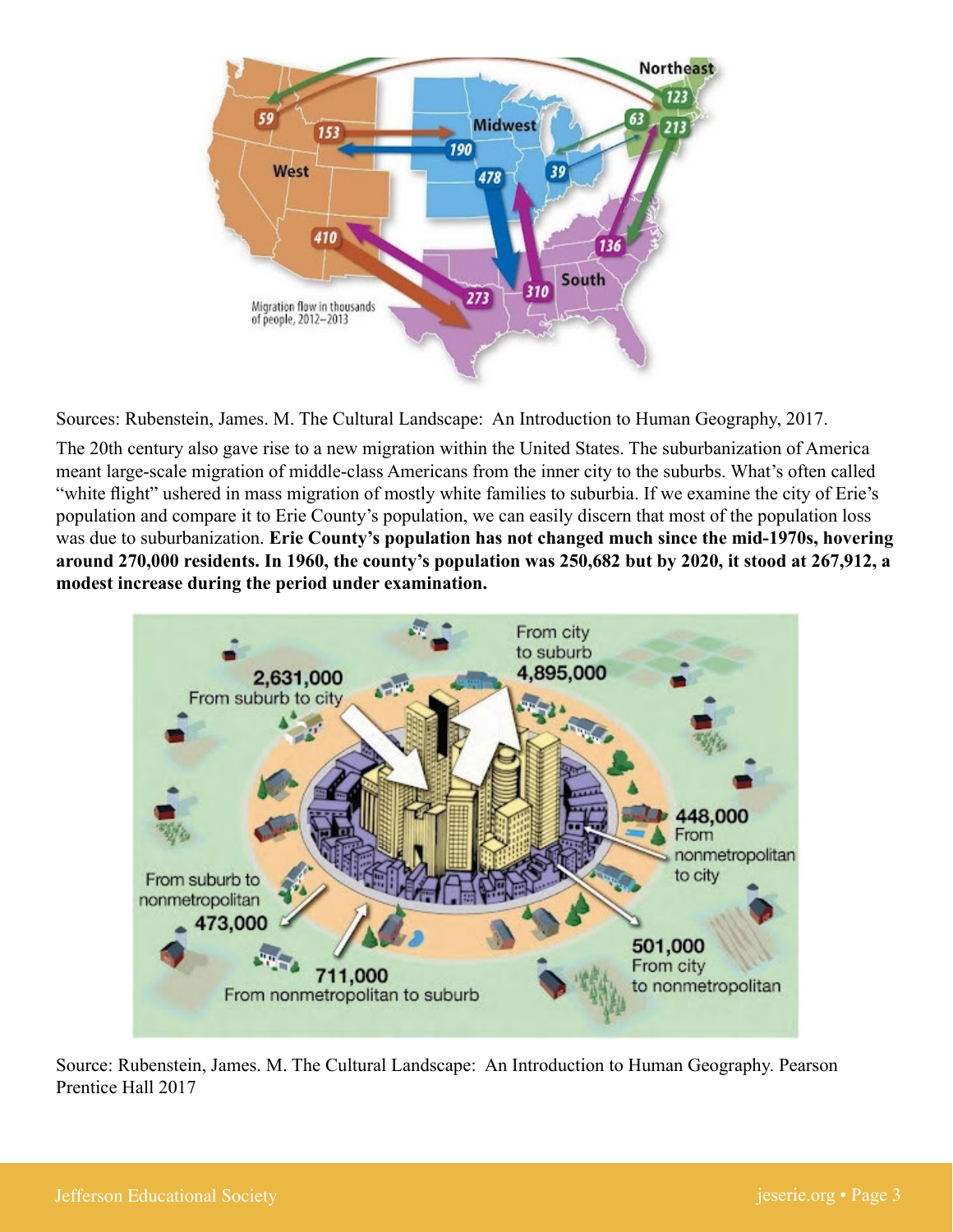Sources: Rubenstein, James. M. The Cultural Landscape: An Introduction to Human Geography, 2017.

The 20th century also gave rise to a new migration within the United States. The suburbanization of America meant large-scale migration of middle-class Americans from the inner city to the suburbs. What's often called "white flight" ushered in mass migration of mostly white families to suburbia. If we examine the city of Erie's population and compare it to Erie County's population, we can easily discern that most of the population loss was due to suburbanization. **Erie County's population has not changed much since the mid-1970s, hovering around 270,000 residents. In 1960, the county's population was 250,682 but by 2020, it stood at 267,912, a modest increase during the period under examination.**

Source: Rubenstein, James. M. The Cultural Landscape: An Introduction to Human Geography. Pearson Prentice Hall 2017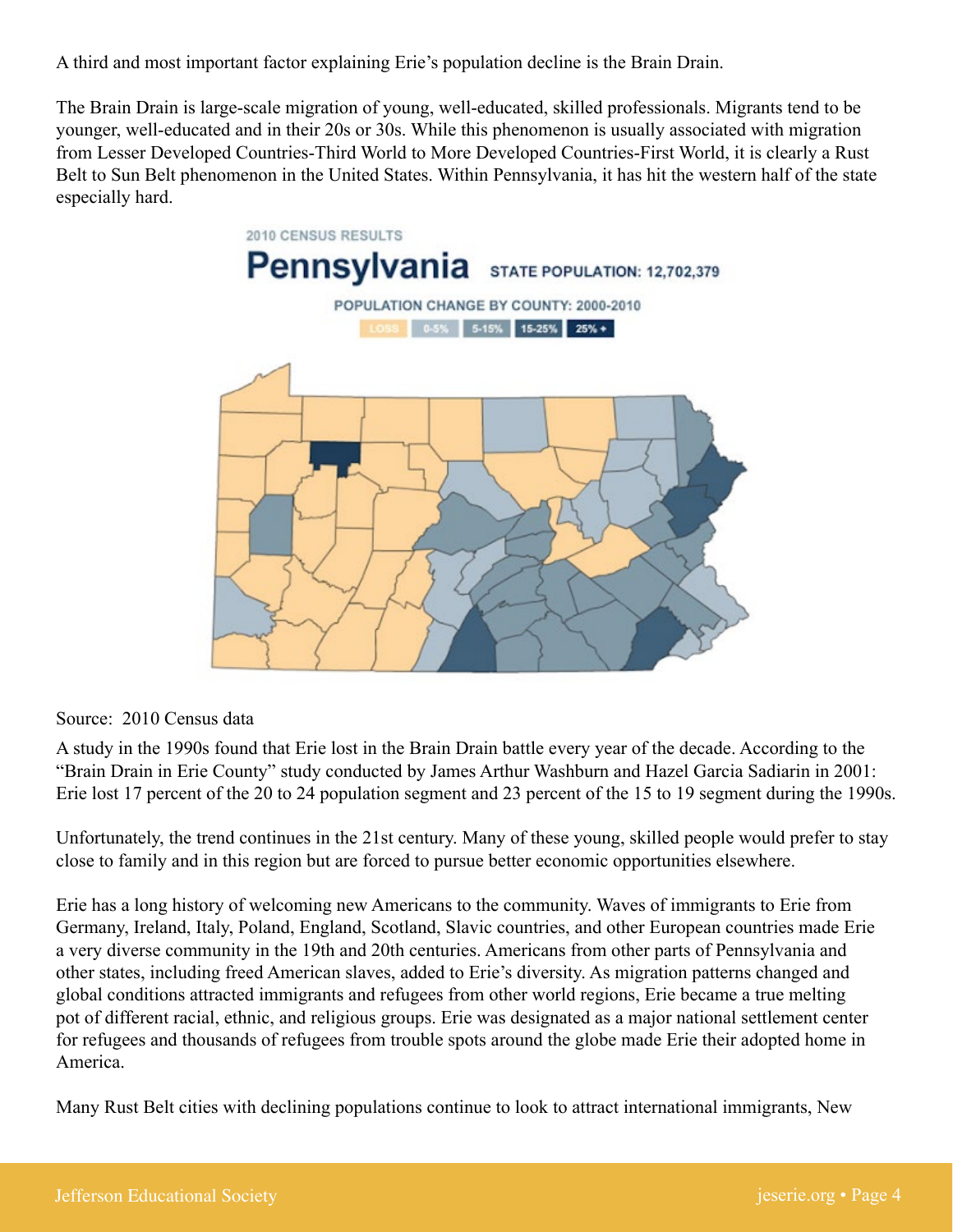A third and most important factor explaining Erie's population decline is the Brain Drain.

The Brain Drain is large-scale migration of young, well-educated, skilled professionals. Migrants tend to be younger, well-educated and in their 20s or 30s. While this phenomenon is usually associated with migration from Lesser Developed Countries-Third World to More Developed Countries-First World, it is clearly a Rust Belt to Sun Belt phenomenon in the United States. Within Pennsylvania, it has hit the western half of the state especially hard.

2010 CENSUS RESULTS

**Pennsylvania** STATE POPULATION: 12,702,379

POPULATION CHANGE BY COUNTY: 2000-2010

LOSS | 0-5% | 5-15% | 15-25% | 25% +

Source: 2010 Census data

A study in the 1990s found that Erie lost in the Brain Drain battle every year of the decade. According to the "Brain Drain in Erie County" study conducted by James Arthur Washburn and Hazel Garcia Sadiarin in 2001: Erie lost 17 percent of the 20 to 24 population segment and 23 percent of the 15 to 19 segment during the 1990s.

Unfortunately, the trend continues in the 21st century. Many of these young, skilled people would prefer to stay close to family and in this region but are forced to pursue better economic opportunities elsewhere.

Erie has a long history of welcoming new Americans to the community. Waves of immigrants to Erie from Germany, Ireland, Italy, Poland, England, Scotland, Slavic countries, and other European countries made Erie a very diverse community in the 19th and 20th centuries. Americans from other parts of Pennsylvania and other states, including freed American slaves, added to Erie's diversity. As migration patterns changed and global conditions attracted immigrants and refugees from other world regions, Erie became a true melting pot of different racial, ethnic, and religious groups. Erie was designated as a major national settlement center for refugees and thousands of refugees from trouble spots around the globe made Erie their adopted home in America.

Many Rust Belt cities with declining populations continue to look to attract international immigrants, New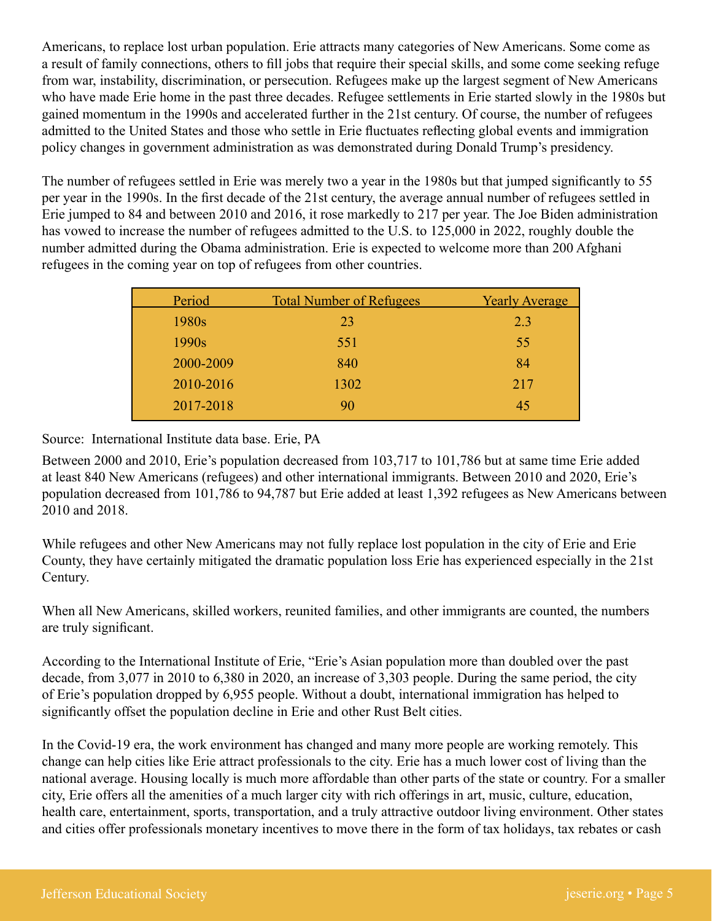Americans, to replace lost urban population. Erie attracts many categories of New Americans. Some come as a result of family connections, others to fill jobs that require their special skills, and some come seeking refuge from war, instability, discrimination, or persecution. Refugees make up the largest segment of New Americans who have made Erie home in the past three decades. Refugee settlements in Erie started slowly in the 1980s but gained momentum in the 1990s and accelerated further in the 21st century. Of course, the number of refugees admitted to the United States and those who settle in Erie fluctuates reflecting global events and immigration policy changes in government administration as was demonstrated during Donald Trump's presidency.

The number of refugees settled in Erie was merely two a year in the 1980s but that jumped significantly to 55 per year in the 1990s. In the first decade of the 21st century, the average annual number of refugees settled in Erie jumped to 84 and between 2010 and 2016, it rose markedly to 217 per year. The Joe Biden administration has vowed to increase the number of refugees admitted to the U.S. to 125,000 in 2022, roughly double the number admitted during the Obama administration. Erie is expected to welcome more than 200 Afghani refugees in the coming year on top of refugees from other countries.

| Period | Total Number of Refugees | Yearly Average |
|---|---|---|
| 1980s | 23 | 2.3 |
| 1990s | 551 | 55 |
| 2000-2009 | 840 | 84 |
| 2010-2016 | 1302 | 217 |
| 2017-2018 | 90 | 45 |

Source: International Institute data base. Erie, PA

Between 2000 and 2010, Erie's population decreased from 103,717 to 101,786 but at same time Erie added at least 840 New Americans (refugees) and other international immigrants. Between 2010 and 2020, Erie's population decreased from 101,786 to 94,787 but Erie added at least 1,392 refugees as New Americans between 2010 and 2018.

While refugees and other New Americans may not fully replace lost population in the city of Erie and Erie County, they have certainly mitigated the dramatic population loss Erie has experienced especially in the 21st Century.

When all New Americans, skilled workers, reunited families, and other immigrants are counted, the numbers are truly significant.

According to the International Institute of Erie, "Erie's Asian population more than doubled over the past decade, from 3,077 in 2010 to 6,380 in 2020, an increase of 3,303 people. During the same period, the city of Erie's population dropped by 6,955 people. Without a doubt, international immigration has helped to significantly offset the population decline in Erie and other Rust Belt cities.

In the Covid-19 era, the work environment has changed and many more people are working remotely. This change can help cities like Erie attract professionals to the city. Erie has a much lower cost of living than the national average. Housing locally is much more affordable than other parts of the state or country. For a smaller city, Erie offers all the amenities of a much larger city with rich offerings in art, music, culture, education, health care, entertainment, sports, transportation, and a truly attractive outdoor living environment. Other states and cities offer professionals monetary incentives to move there in the form of tax holidays, tax rebates or cash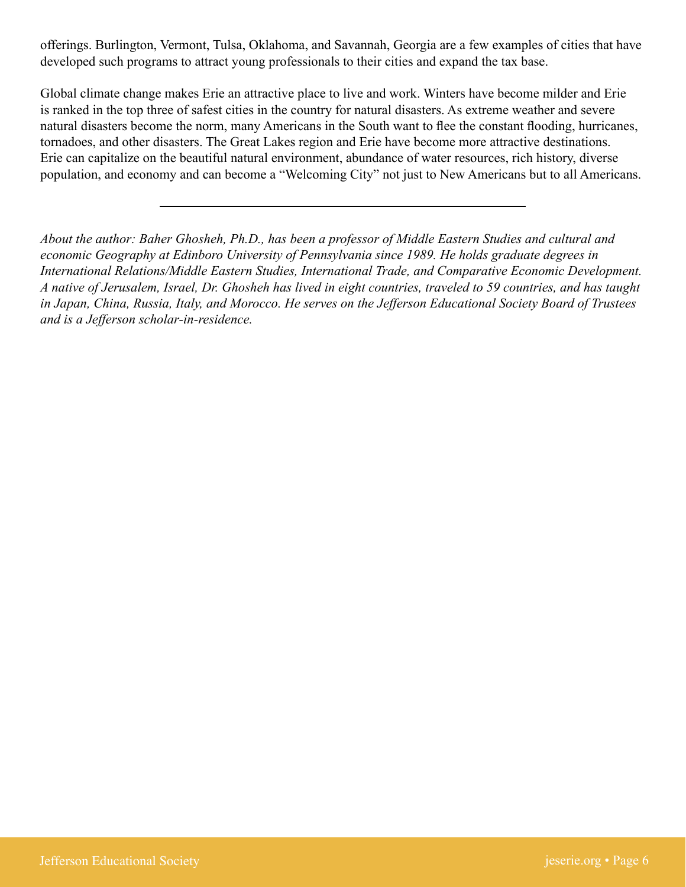offerings. Burlington, Vermont, Tulsa, Oklahoma, and Savannah, Georgia are a few examples of cities that have developed such programs to attract young professionals to their cities and expand the tax base.

Global climate change makes Erie an attractive place to live and work. Winters have become milder and Erie is ranked in the top three of safest cities in the country for natural disasters. As extreme weather and severe natural disasters become the norm, many Americans in the South want to flee the constant flooding, hurricanes, tornadoes, and other disasters. The Great Lakes region and Erie have become more attractive destinations. Erie can capitalize on the beautiful natural environment, abundance of water resources, rich history, diverse population, and economy and can become a "Welcoming City" not just to New Americans but to all Americans.

---

*About the author: Baher Ghosheh, Ph.D., has been a professor of Middle Eastern Studies and cultural and economic Geography at Edinboro University of Pennsylvania since 1989. He holds graduate degrees in International Relations/Middle Eastern Studies, International Trade, and Comparative Economic Development. A native of Jerusalem, Israel, Dr. Ghosheh has lived in eight countries, traveled to 59 countries, and has taught in Japan, China, Russia, Italy, and Morocco. He serves on the Jefferson Educational Society Board of Trustees and is a Jefferson scholar-in-residence.*